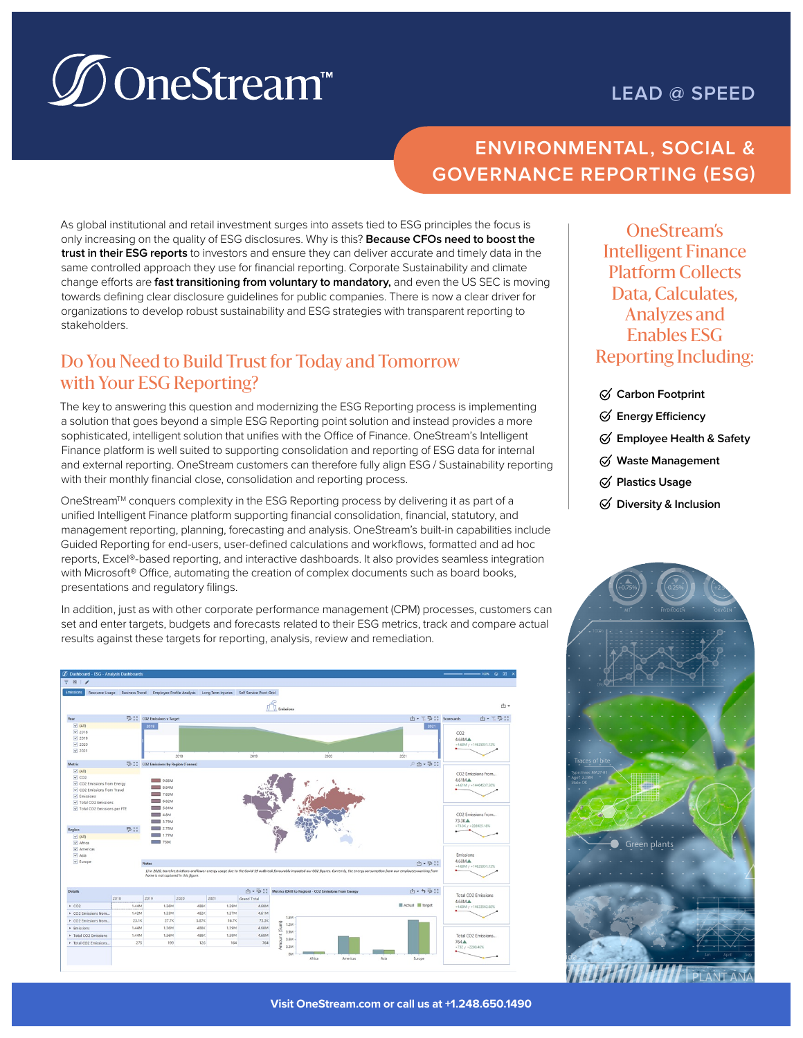# OneStream™

LEAD @ SPEED

## ENVIRONMENTAL, SOCIAL & GOVERNANCE REPORTING (ESG)

As global institutional and retail investment surges into assets tied to ESG principles the focus is only increasing on the quality of ESG disclosures. Why is this? **Because CFOs need to boost the trust in their ESG reports** to investors and ensure they can deliver accurate and timely data in the same controlled approach they use for financial reporting. Corporate Sustainability and climate change efforts are **fast transitioning from voluntary to mandatory,** and even the US SEC is moving towards defining clear disclosure guidelines for public companies. There is now a clear driver for organizations to develop robust sustainability and ESG strategies with transparent reporting to stakeholders.

## Do You Need to Build Trust for Today and Tomorrow with Your ESG Reporting?

The key to answering this question and modernizing the ESG Reporting process is implementing a solution that goes beyond a simple ESG Reporting point solution and instead provides a more sophisticated, intelligent solution that unifies with the Office of Finance. OneStream's Intelligent Finance platform is well suited to supporting consolidation and reporting of ESG data for internal and external reporting. OneStream customers can therefore fully align ESG / Sustainability reporting with their monthly financial close, consolidation and reporting process.

OneStream™ conquers complexity in the ESG Reporting process by delivering it as part of a unified Intelligent Finance platform supporting financial consolidation, financial, statutory, and management reporting, planning, forecasting and analysis. OneStream's built-in capabilities include Guided Reporting for end-users, user-defined calculations and workflows, formatted and ad hoc reports, Excel®-based reporting, and interactive dashboards. It also provides seamless integration with Microsoft® Office, automating the creation of complex documents such as board books, presentations and regulatory filings.

In addition, just as with other corporate performance management (CPM) processes, customers can set and enter targets, budgets and forecasts related to their ESG metrics, track and compare actual results against these targets for reporting, analysis, review and remediation.

## OneStream's Intelligent Finance Platform Collects Data, Calculates, Analyzes and Enables ESG Reporting Including:

- Carbon Footprint
- Energy Efficiency
- Employee Health & Safety
- Waste Management
- Plastics Usage
- Diversity & Inclusion

Visit OneStream.com or call us at +1.248.650.1490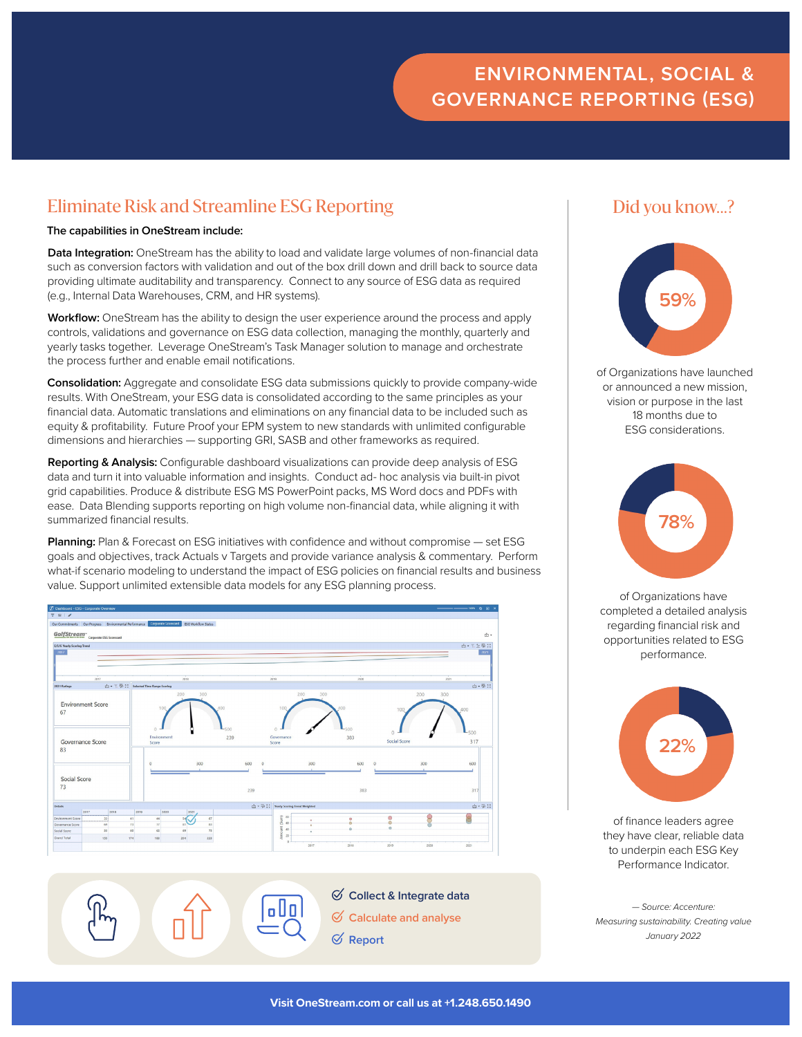# ENVIRONMENTAL, SOCIAL & GOVERNANCE REPORTING (ESG)

## Eliminate Risk and Streamline ESG Reporting

**The capabilities in OneStream include:**

**Data Integration:** OneStream has the ability to load and validate large volumes of non-financial data such as conversion factors with validation and out of the box drill down and drill back to source data providing ultimate auditability and transparency. Connect to any source of ESG data as required (e.g., Internal Data Warehouses, CRM, and HR systems).

**Workflow:** OneStream has the ability to design the user experience around the process and apply controls, validations and governance on ESG data collection, managing the monthly, quarterly and yearly tasks together. Leverage OneStream's Task Manager solution to manage and orchestrate the process further and enable email notifications.

**Consolidation:** Aggregate and consolidate ESG data submissions quickly to provide company-wide results. With OneStream, your ESG data is consolidated according to the same principles as your financial data. Automatic translations and eliminations on any financial data to be included such as equity & profitability. Future Proof your EPM system to new standards with unlimited configurable dimensions and hierarchies — supporting GRI, SASB and other frameworks as required.

**Reporting & Analysis:** Configurable dashboard visualizations can provide deep analysis of ESG data and turn it into valuable information and insights. Conduct ad- hoc analysis via built-in pivot grid capabilities. Produce & distribute ESG MS PowerPoint packs, MS Word docs and PDFs with ease. Data Blending supports reporting on high volume non-financial data, while aligning it with summarized financial results.

**Planning:** Plan & Forecast on ESG initiatives with confidence and without compromise — set ESG goals and objectives, track Actuals v Targets and provide variance analysis & commentary. Perform what-if scenario modeling to understand the impact of ESG policies on financial results and business value. Support unlimited extensible data models for any ESG planning process.

- Collect & Integrate data
- Calculate and analyse
- Report

## Did you know...?

59%

of Organizations have launched or announced a new mission, vision or purpose in the last 18 months due to ESG considerations.

78%

of Organizations have completed a detailed analysis regarding financial risk and opportunities related to ESG performance.

22%

of finance leaders agree they have clear, reliable data to underpin each ESG Key Performance Indicator.

*— Source: Accenture: Measuring sustainability. Creating value January 2022*

Visit OneStream.com or call us at +1.248.650.1490